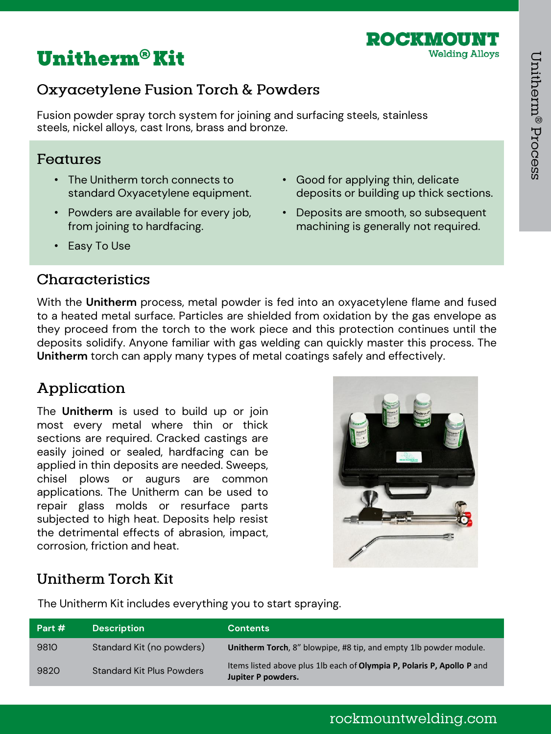# Unitherm® Kit

ROCKMOUNT
Welding Alloys

## Oxyacetylene Fusion Torch & Powders

Fusion powder spray torch system for joining and surfacing steels, stainless steels, nickel alloys, cast Irons, brass and bronze.

## Features

- The Unitherm torch connects to standard Oxyacetylene equipment.
- Powders are available for every job, from joining to hardfacing.
- Easy To Use
- Good for applying thin, delicate deposits or building up thick sections.
- Deposits are smooth, so subsequent machining is generally not required.

## Characteristics

With the **Unitherm** process, metal powder is fed into an oxyacetylene flame and fused to a heated metal surface. Particles are shielded from oxidation by the gas envelope as they proceed from the torch to the work piece and this protection continues until the deposits solidify. Anyone familiar with gas welding can quickly master this process. The **Unitherm** torch can apply many types of metal coatings safely and effectively.

## Application

The **Unitherm** is used to build up or join most every metal where thin or thick sections are required. Cracked castings are easily joined or sealed, hardfacing can be applied in thin deposits are needed. Sweeps, chisel plows or augurs are common applications. The Unitherm can be used to repair glass molds or resurface parts subjected to high heat. Deposits help resist the detrimental effects of abrasion, impact, corrosion, friction and heat.

## Unitherm Torch Kit

The Unitherm Kit includes everything you to start spraying.

| Part # | Description | Contents |
|---|---|---|
| 9810 | Standard Kit (no powders) | **Unitherm Torch**, 8" blowpipe, #8 tip, and empty 1lb powder module. |
| 9820 | Standard Kit Plus Powders | Items listed above plus 1lb each of **Olympia P, Polaris P, Apollo P** and **Jupiter P powders.** |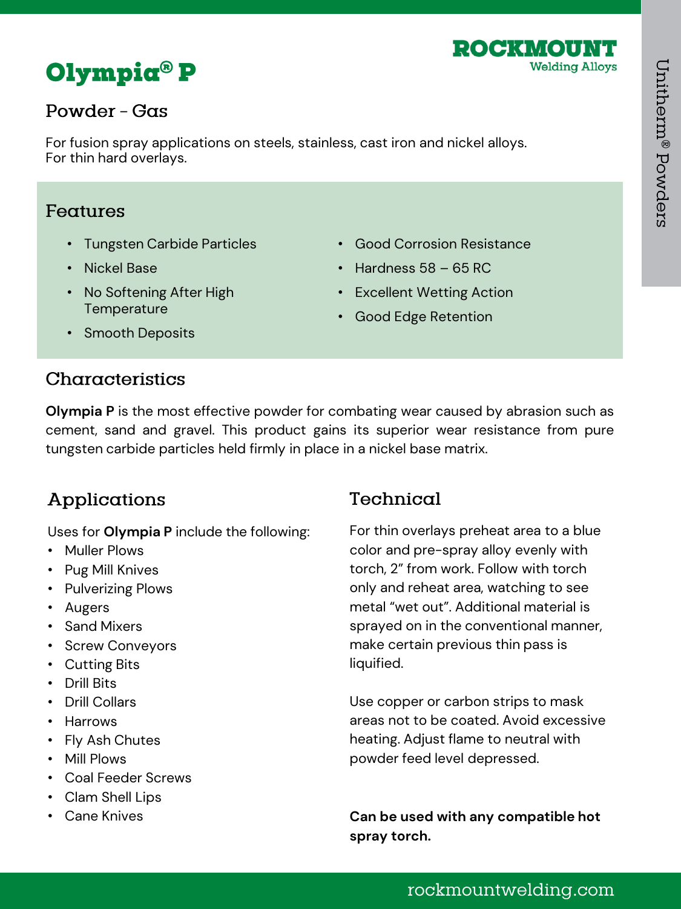# Olympia® P

## Powder - Gas

For fusion spray applications on steels, stainless, cast iron and nickel alloys.
For thin hard overlays.

## Features

- Tungsten Carbide Particles
- Nickel Base
- No Softening After High Temperature
- Smooth Deposits
- Good Corrosion Resistance
- Hardness 58 – 65 RC
- Excellent Wetting Action
- Good Edge Retention

## Characteristics

**Olympia P** is the most effective powder for combating wear caused by abrasion such as cement, sand and gravel. This product gains its superior wear resistance from pure tungsten carbide particles held firmly in place in a nickel base matrix.

## Applications

Uses for **Olympia P** include the following:

- Muller Plows
- Pug Mill Knives
- Pulverizing Plows
- Augers
- Sand Mixers
- Screw Conveyors
- Cutting Bits
- Drill Bits
- Drill Collars
- Harrows
- Fly Ash Chutes
- Mill Plows
- Coal Feeder Screws
- Clam Shell Lips
- Cane Knives

## Technical

For thin overlays preheat area to a blue color and pre-spray alloy evenly with torch, 2" from work. Follow with torch only and reheat area, watching to see metal "wet out". Additional material is sprayed on in the conventional manner, make certain previous thin pass is liquified.

Use copper or carbon strips to mask areas not to be coated. Avoid excessive heating. Adjust flame to neutral with powder feed level depressed.

**Can be used with any compatible hot spray torch.**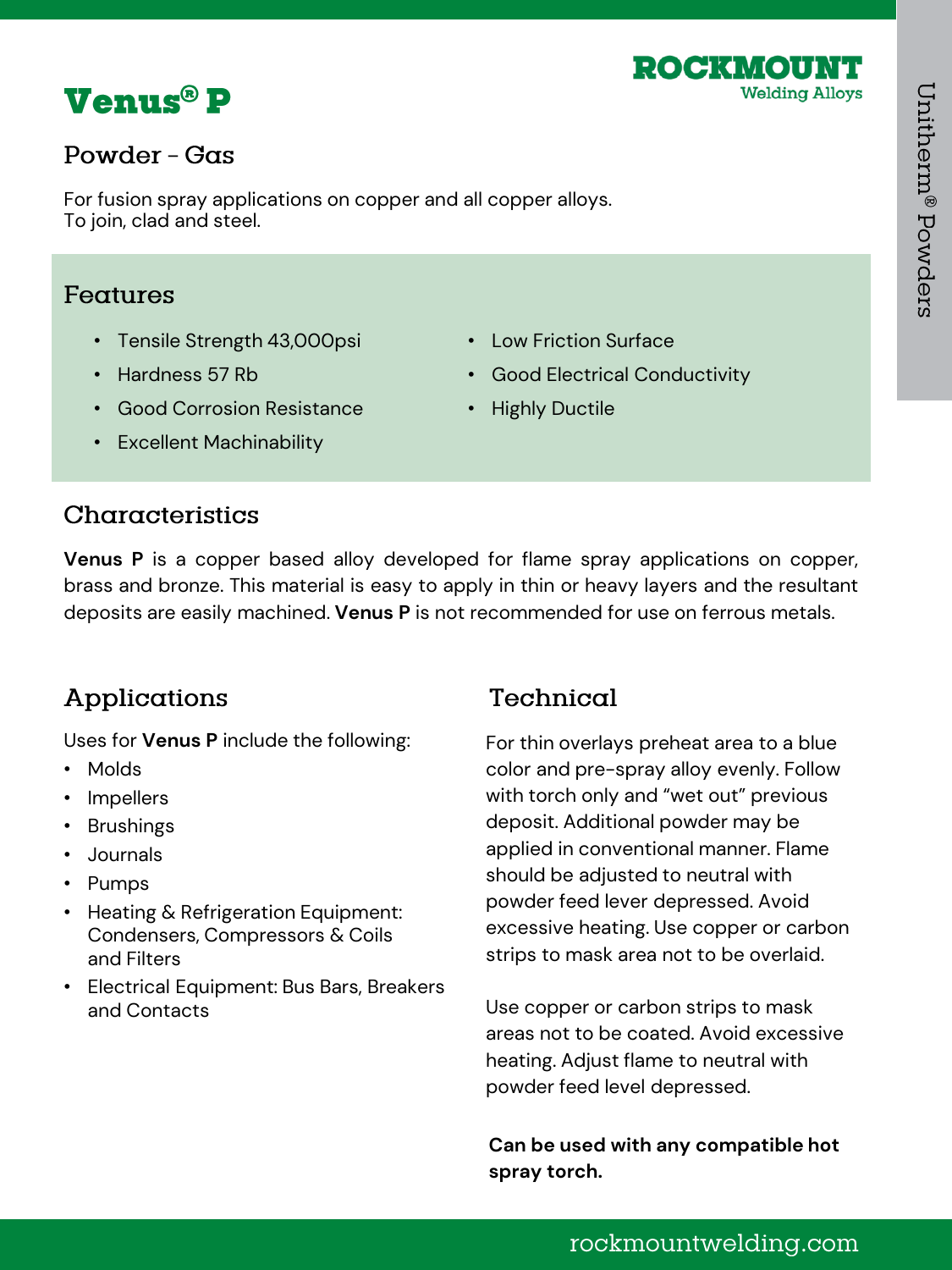# Venus® P

## Powder - Gas

For fusion spray applications on copper and all copper alloys.
To join, clad and steel.

## Features

- Tensile Strength 43,000psi
- Hardness 57 Rb
- Good Corrosion Resistance
- Excellent Machinability
- Low Friction Surface
- Good Electrical Conductivity
- Highly Ductile

## Characteristics

**Venus P** is a copper based alloy developed for flame spray applications on copper, brass and bronze. This material is easy to apply in thin or heavy layers and the resultant deposits are easily machined. **Venus P** is not recommended for use on ferrous metals.

## Applications

Uses for **Venus P** include the following:

- Molds
- Impellers
- Brushings
- Journals
- Pumps
- Heating & Refrigeration Equipment: Condensers, Compressors & Coils and Filters
- Electrical Equipment: Bus Bars, Breakers and Contacts

## Technical

For thin overlays preheat area to a blue color and pre-spray alloy evenly. Follow with torch only and "wet out" previous deposit. Additional powder may be applied in conventional manner. Flame should be adjusted to neutral with powder feed lever depressed. Avoid excessive heating. Use copper or carbon strips to mask area not to be overlaid.

Use copper or carbon strips to mask areas not to be coated. Avoid excessive heating. Adjust flame to neutral with powder feed level depressed.

**Can be used with any compatible hot spray torch.**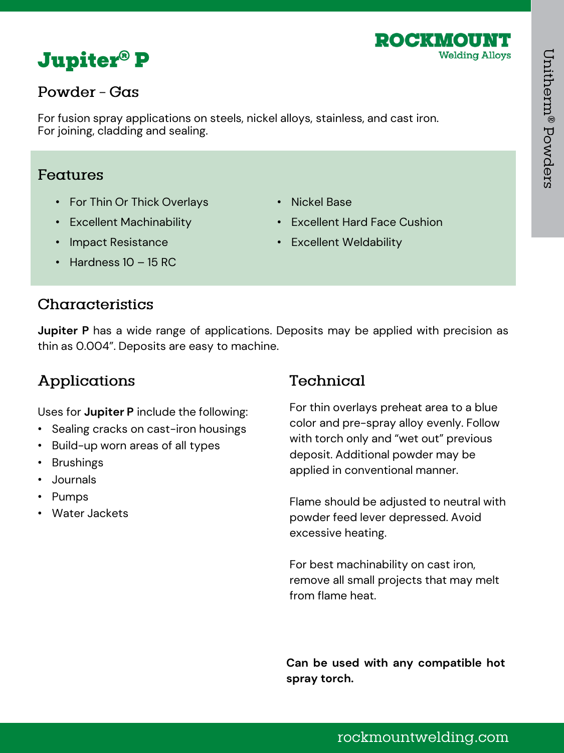# Jupiter® P

ROCKMOUNT
Welding Alloys

Unitherm® Powders

## Powder - Gas

For fusion spray applications on steels, nickel alloys, stainless, and cast iron.
For joining, cladding and sealing.

## Features

- For Thin Or Thick Overlays
- Excellent Machinability
- Impact Resistance
- Hardness 10 – 15 RC
- Nickel Base
- Excellent Hard Face Cushion
- Excellent Weldability

## Characteristics

**Jupiter P** has a wide range of applications. Deposits may be applied with precision as thin as 0.004”. Deposits are easy to machine.

## Applications

Uses for **Jupiter P** include the following:

- Sealing cracks on cast-iron housings
- Build-up worn areas of all types
- Brushings
- Journals
- Pumps
- Water Jackets

## Technical

For thin overlays preheat area to a blue color and pre-spray alloy evenly. Follow with torch only and “wet out” previous deposit. Additional powder may be applied in conventional manner.

Flame should be adjusted to neutral with powder feed lever depressed. Avoid excessive heating.

For best machinability on cast iron, remove all small projects that may melt from flame heat.

**Can be used with any compatible hot spray torch.**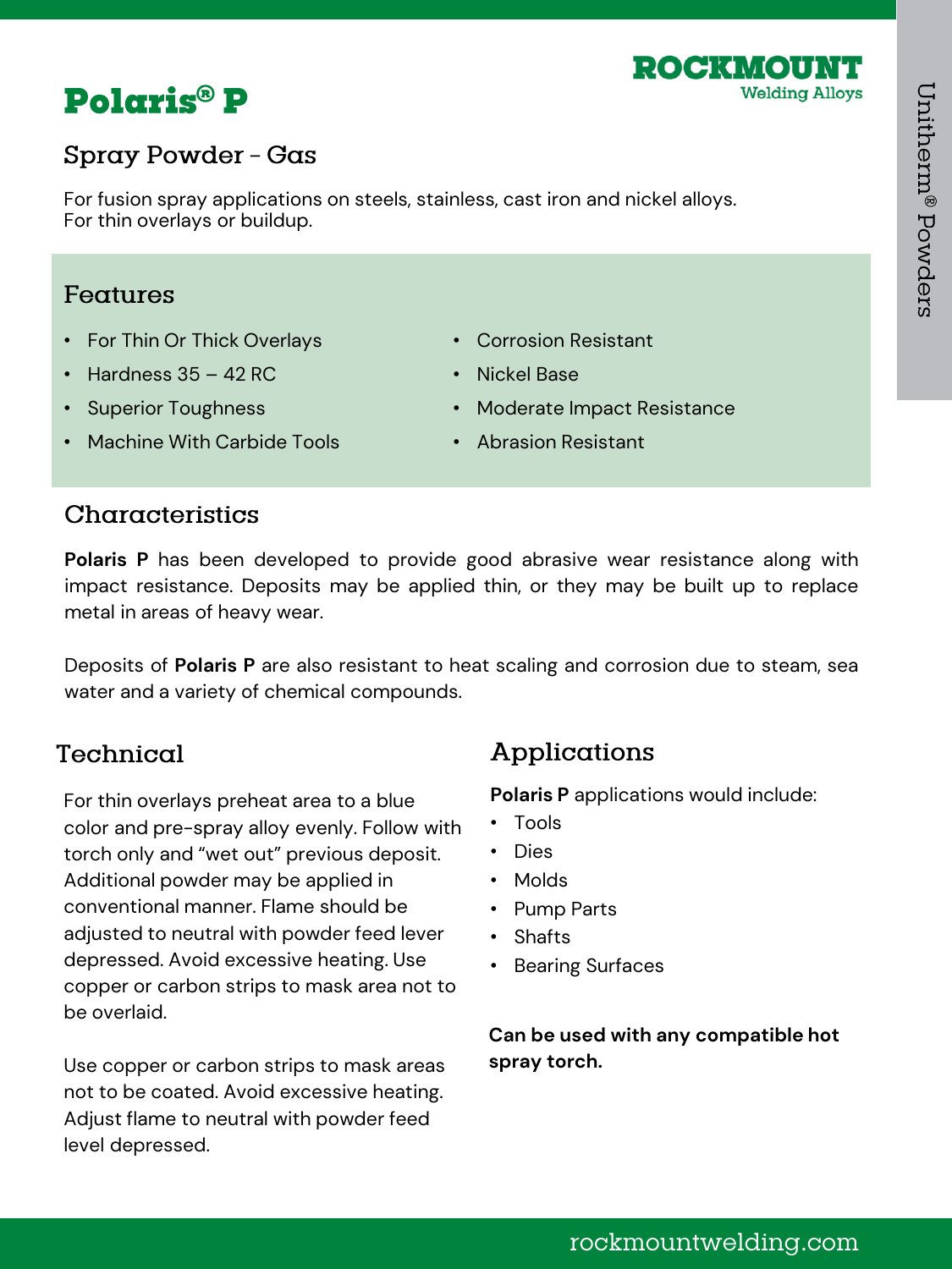# Polaris® P

## Spray Powder - Gas

For fusion spray applications on steels, stainless, cast iron and nickel alloys.
For thin overlays or buildup.

## Features

- For Thin Or Thick Overlays
- Hardness 35 – 42 RC
- Superior Toughness
- Machine With Carbide Tools
- Corrosion Resistant
- Nickel Base
- Moderate Impact Resistance
- Abrasion Resistant

## Characteristics

**Polaris P** has been developed to provide good abrasive wear resistance along with impact resistance. Deposits may be applied thin, or they may be built up to replace metal in areas of heavy wear.

Deposits of **Polaris P** are also resistant to heat scaling and corrosion due to steam, sea water and a variety of chemical compounds.

## Technical

For thin overlays preheat area to a blue color and pre-spray alloy evenly. Follow with torch only and "wet out" previous deposit. Additional powder may be applied in conventional manner. Flame should be adjusted to neutral with powder feed lever depressed. Avoid excessive heating. Use copper or carbon strips to mask area not to be overlaid.

Use copper or carbon strips to mask areas not to be coated. Avoid excessive heating. Adjust flame to neutral with powder feed level depressed.

## Applications

**Polaris P** applications would include:

- Tools
- Dies
- Molds
- Pump Parts
- Shafts
- Bearing Surfaces

**Can be used with any compatible hot spray torch.**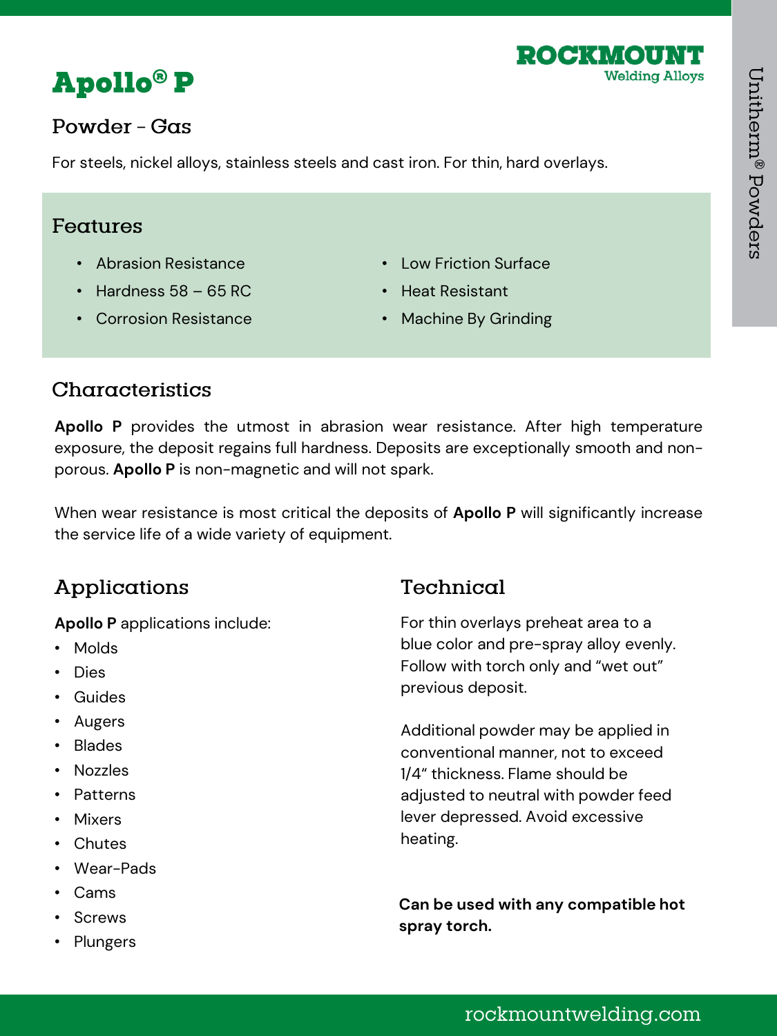# Apollo® P

ROCKMOUNT
Welding Alloys

Unitherm® Powders

## Powder - Gas

For steels, nickel alloys, stainless steels and cast iron. For thin, hard overlays.

## Features

- Abrasion Resistance
- Hardness 58 – 65 RC
- Corrosion Resistance
- Low Friction Surface
- Heat Resistant
- Machine By Grinding

## Characteristics

**Apollo P** provides the utmost in abrasion wear resistance. After high temperature exposure, the deposit regains full hardness. Deposits are exceptionally smooth and non-porous. **Apollo P** is non-magnetic and will not spark.

When wear resistance is most critical the deposits of **Apollo P** will significantly increase the service life of a wide variety of equipment.

## Applications

**Apollo P** applications include:

- Molds
- Dies
- Guides
- Augers
- Blades
- Nozzles
- Patterns
- Mixers
- Chutes
- Wear-Pads
- Cams
- Screws
- Plungers

## Technical

For thin overlays preheat area to a blue color and pre-spray alloy evenly. Follow with torch only and "wet out" previous deposit.

Additional powder may be applied in conventional manner, not to exceed 1/4" thickness. Flame should be adjusted to neutral with powder feed lever depressed. Avoid excessive heating.

**Can be used with any compatible hot spray torch.**